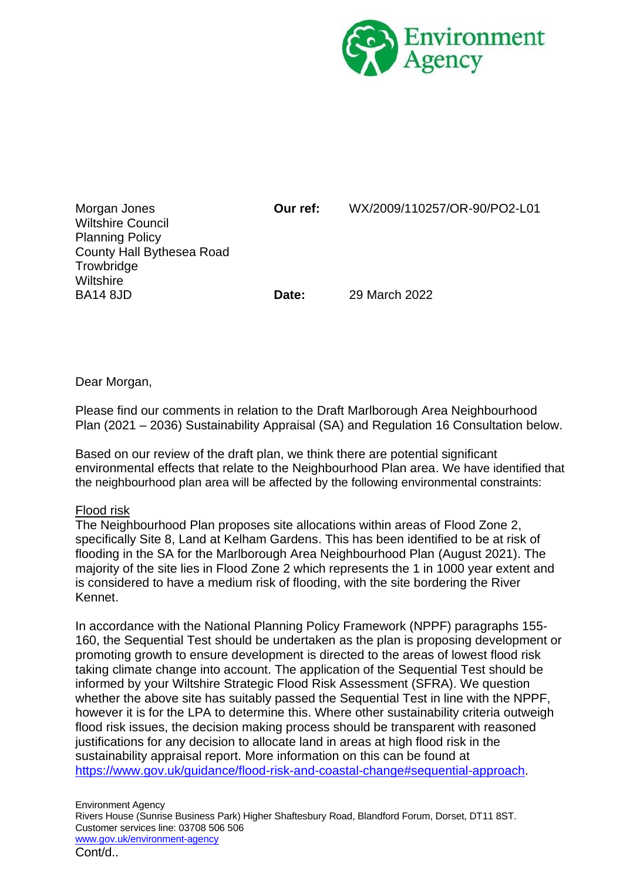Environment Agency

Morgan Jones
Wiltshire Council
Planning Policy
County Hall Bythesea Road
Trowbridge
Wiltshire
BA14 8JD

**Our ref:** WX/2009/110257/OR-90/PO2-L01

**Date:** 29 March 2022

Dear Morgan,

Please find our comments in relation to the Draft Marlborough Area Neighbourhood Plan (2021 – 2036) Sustainability Appraisal (SA) and Regulation 16 Consultation below.

Based on our review of the draft plan, we think there are potential significant environmental effects that relate to the Neighbourhood Plan area. We have identified that the neighbourhood plan area will be affected by the following environmental constraints:

<u>Flood risk</u>

The Neighbourhood Plan proposes site allocations within areas of Flood Zone 2, specifically Site 8, Land at Kelham Gardens. This has been identified to be at risk of flooding in the SA for the Marlborough Area Neighbourhood Plan (August 2021). The majority of the site lies in Flood Zone 2 which represents the 1 in 1000 year extent and is considered to have a medium risk of flooding, with the site bordering the River Kennet.

In accordance with the National Planning Policy Framework (NPPF) paragraphs 155-160, the Sequential Test should be undertaken as the plan is proposing development or promoting growth to ensure development is directed to the areas of lowest flood risk taking climate change into account. The application of the Sequential Test should be informed by your Wiltshire Strategic Flood Risk Assessment (SFRA). We question whether the above site has suitably passed the Sequential Test in line with the NPPF, however it is for the LPA to determine this. Where other sustainability criteria outweigh flood risk issues, the decision making process should be transparent with reasoned justifications for any decision to allocate land in areas at high flood risk in the sustainability appraisal report. More information on this can be found at [https://www.gov.uk/guidance/flood-risk-and-coastal-change#sequential-approach](https://www.gov.uk/guidance/flood-risk-and-coastal-change#sequential-approach).

Environment Agency
Rivers House (Sunrise Business Park) Higher Shaftesbury Road, Blandford Forum, Dorset, DT11 8ST.
Customer services line: 03708 506 506
[www.gov.uk/environment-agency](www.gov.uk/environment-agency)

Cont/d..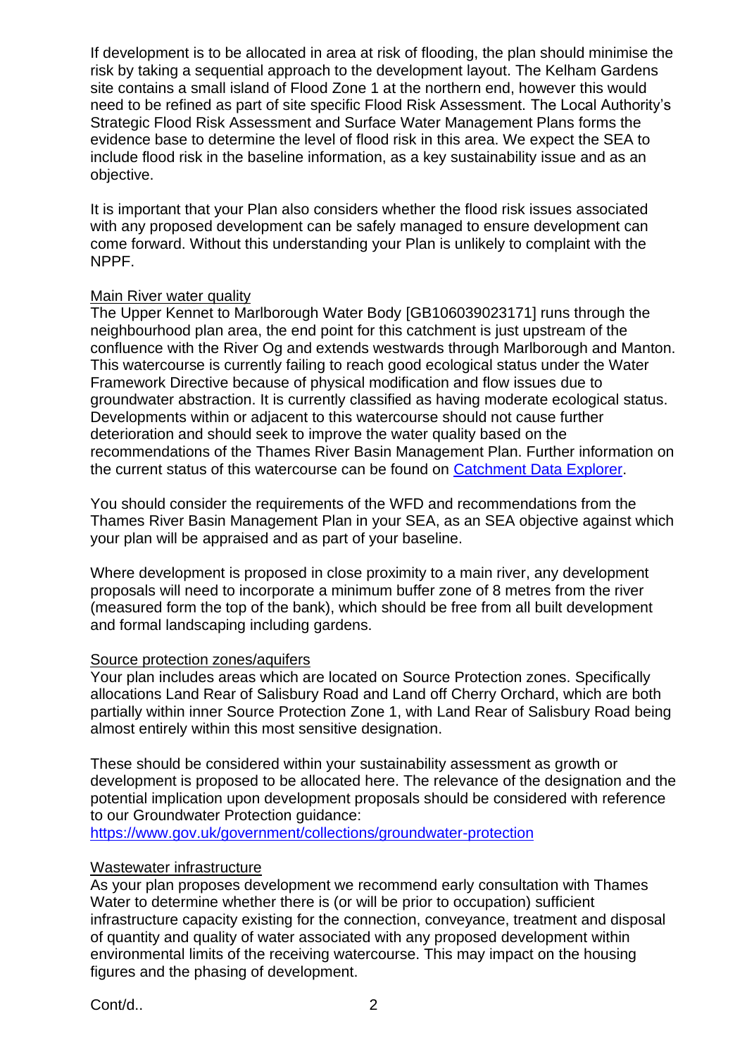If development is to be allocated in area at risk of flooding, the plan should minimise the risk by taking a sequential approach to the development layout. The Kelham Gardens site contains a small island of Flood Zone 1 at the northern end, however this would need to be refined as part of site specific Flood Risk Assessment. The Local Authority's Strategic Flood Risk Assessment and Surface Water Management Plans forms the evidence base to determine the level of flood risk in this area. We expect the SEA to include flood risk in the baseline information, as a key sustainability issue and as an objective.

It is important that your Plan also considers whether the flood risk issues associated with any proposed development can be safely managed to ensure development can come forward. Without this understanding your Plan is unlikely to complaint with the NPPF.

Main River water quality

The Upper Kennet to Marlborough Water Body [GB106039023171] runs through the neighbourhood plan area, the end point for this catchment is just upstream of the confluence with the River Og and extends westwards through Marlborough and Manton. This watercourse is currently failing to reach good ecological status under the Water Framework Directive because of physical modification and flow issues due to groundwater abstraction. It is currently classified as having moderate ecological status. Developments within or adjacent to this watercourse should not cause further deterioration and should seek to improve the water quality based on the recommendations of the Thames River Basin Management Plan. Further information on the current status of this watercourse can be found on Catchment Data Explorer.

You should consider the requirements of the WFD and recommendations from the Thames River Basin Management Plan in your SEA, as an SEA objective against which your plan will be appraised and as part of your baseline.

Where development is proposed in close proximity to a main river, any development proposals will need to incorporate a minimum buffer zone of 8 metres from the river (measured form the top of the bank), which should be free from all built development and formal landscaping including gardens.

Source protection zones/aquifers

Your plan includes areas which are located on Source Protection zones. Specifically allocations Land Rear of Salisbury Road and Land off Cherry Orchard, which are both partially within inner Source Protection Zone 1, with Land Rear of Salisbury Road being almost entirely within this most sensitive designation.

These should be considered within your sustainability assessment as growth or development is proposed to be allocated here. The relevance of the designation and the potential implication upon development proposals should be considered with reference to our Groundwater Protection guidance:
https://www.gov.uk/government/collections/groundwater-protection

Wastewater infrastructure

As your plan proposes development we recommend early consultation with Thames Water to determine whether there is (or will be prior to occupation) sufficient infrastructure capacity existing for the connection, conveyance, treatment and disposal of quantity and quality of water associated with any proposed development within environmental limits of the receiving watercourse. This may impact on the housing figures and the phasing of development.

Cont/d..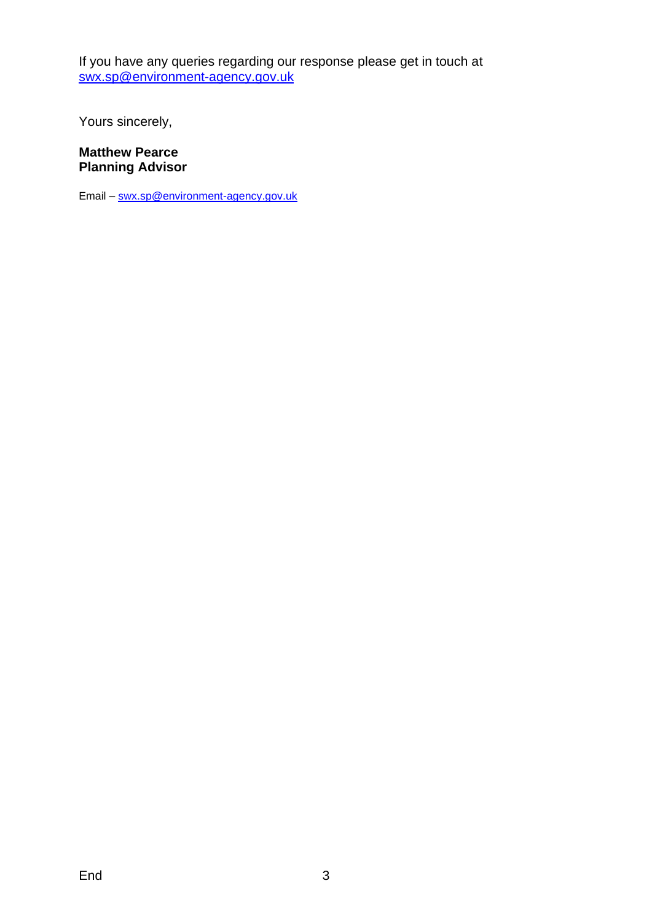If you have any queries regarding our response please get in touch at swx.sp@environment-agency.gov.uk

Yours sincerely,

**Matthew Pearce**
**Planning Advisor**

Email – swx.sp@environment-agency.gov.uk

End